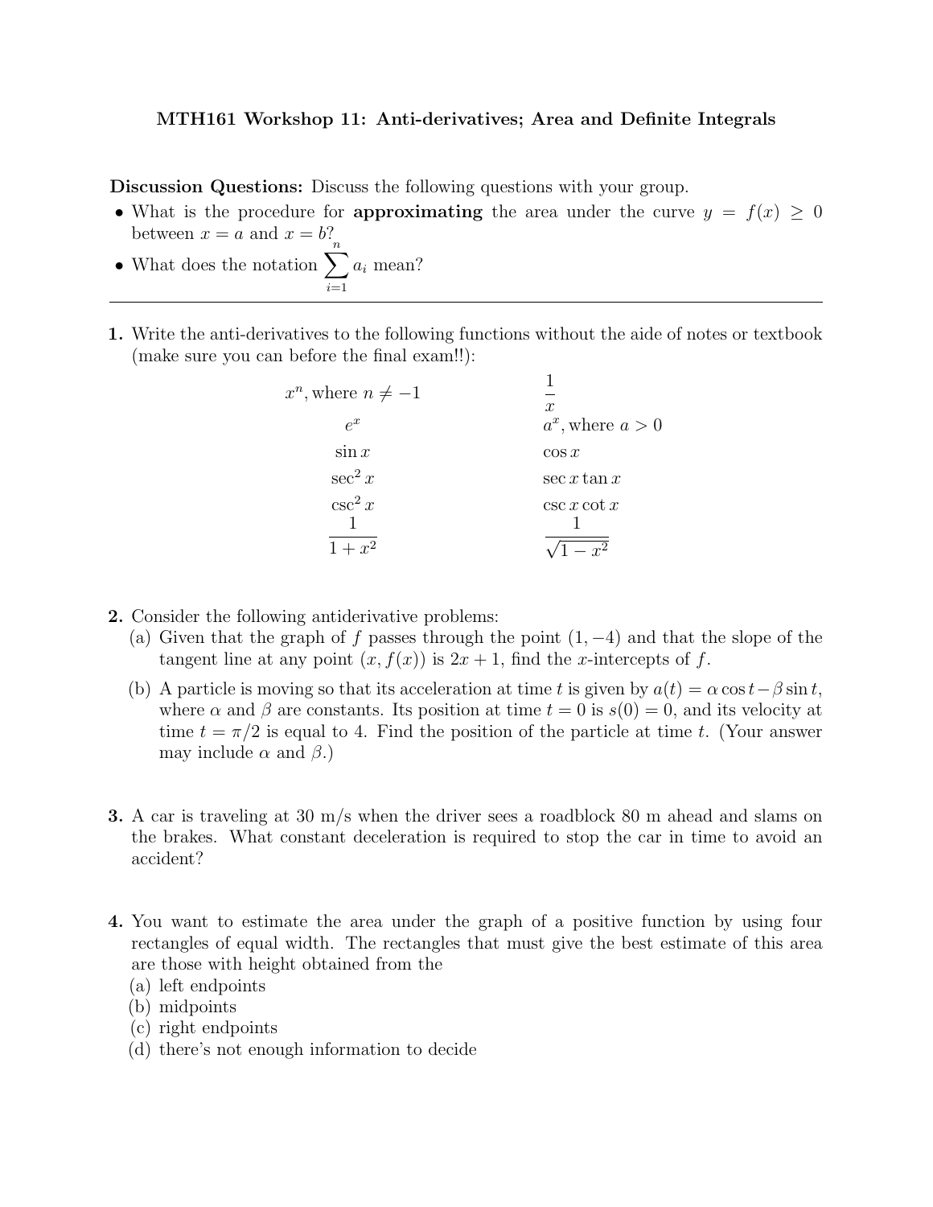**MTH161 Workshop 11: Anti-derivatives; Area and Definite Integrals**

**Discussion Questions:** Discuss the following questions with your group.

- What is the procedure for **approximating** the area under the curve $y = f(x) \geq 0$ between $x = a$ and $x = b$?
- What does the notation $\sum_{i=1}^{n} a_i$ mean?

---

**1.** Write the anti-derivatives to the following functions without the aide of notes or textbook (make sure you can before the final exam!!):

| | |
|---|---|
| $x^n$, where $n \neq -1$ | $\frac{1}{x}$ |
| $e^x$ | $a^x$, where $a > 0$ |
| $\sin x$ | $\cos x$ |
| $\sec^2 x$ | $\sec x \tan x$ |
| $\csc^2 x$ | $\csc x \cot x$ |
| $\frac{1}{1+x^2}$ | $\frac{1}{\sqrt{1-x^2}}$ |

**2.** Consider the following antiderivative problems:

(a) Given that the graph of $f$ passes through the point $(1, -4)$ and that the slope of the tangent line at any point $(x, f(x))$ is $2x + 1$, find the $x$-intercepts of $f$.

(b) A particle is moving so that its acceleration at time $t$ is given by $a(t) = \alpha \cos t - \beta \sin t$, where $\alpha$ and $\beta$ are constants. Its position at time $t = 0$ is $s(0) = 0$, and its velocity at time $t = \pi/2$ is equal to 4. Find the position of the particle at time $t$. (Your answer may include $\alpha$ and $\beta$.)

**3.** A car is traveling at 30 m/s when the driver sees a roadblock 80 m ahead and slams on the brakes. What constant deceleration is required to stop the car in time to avoid an accident?

**4.** You want to estimate the area under the graph of a positive function by using four rectangles of equal width. The rectangles that must give the best estimate of this area are those with height obtained from the

(a) left endpoints
(b) midpoints
(c) right endpoints
(d) there's not enough information to decide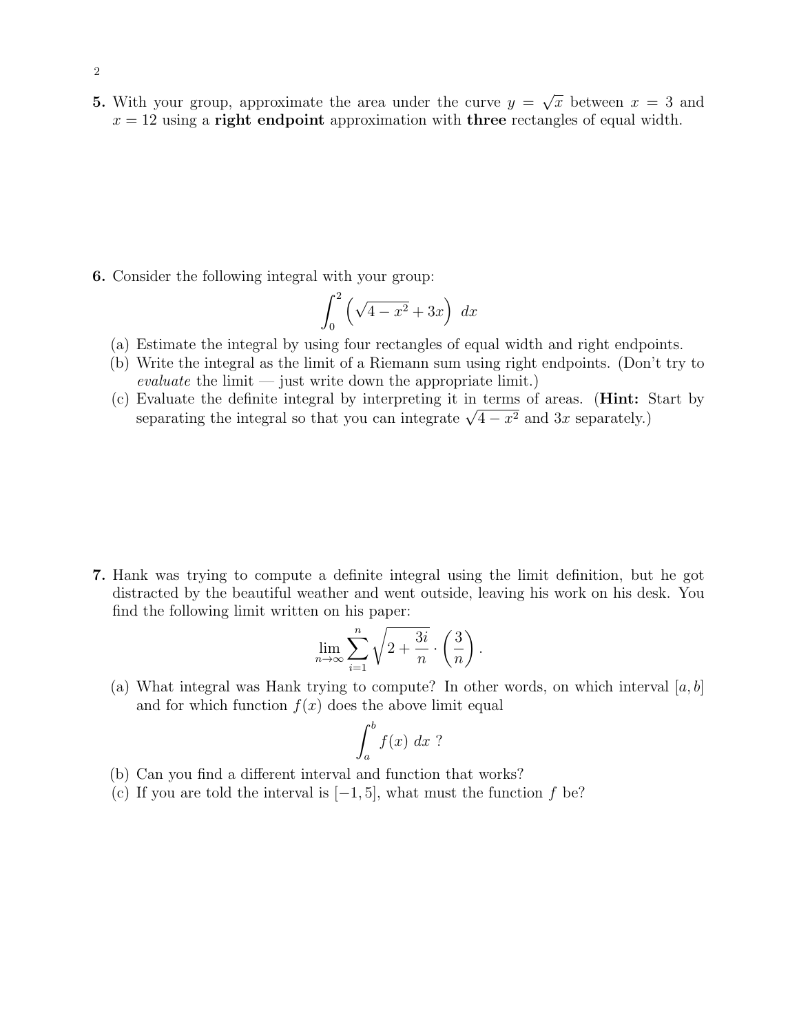**5.** With your group, approximate the area under the curve $y = \sqrt{x}$ between $x = 3$ and $x = 12$ using a **right endpoint** approximation with **three** rectangles of equal width.

**6.** Consider the following integral with your group:

$$\int_0^2 \left( \sqrt{4 - x^2} + 3x \right) \, dx$$

(a) Estimate the integral by using four rectangles of equal width and right endpoints.

(b) Write the integral as the limit of a Riemann sum using right endpoints. (Don't try to *evaluate* the limit — just write down the appropriate limit.)

(c) Evaluate the definite integral by interpreting it in terms of areas. (**Hint:** Start by separating the integral so that you can integrate $\sqrt{4 - x^2}$ and $3x$ separately.)

**7.** Hank was trying to compute a definite integral using the limit definition, but he got distracted by the beautiful weather and went outside, leaving his work on his desk. You find the following limit written on his paper:

$$\lim_{n \to \infty} \sum_{i=1}^{n} \sqrt{2 + \frac{3i}{n}} \cdot \left( \frac{3}{n} \right).$$

(a) What integral was Hank trying to compute? In other words, on which interval $[a, b]$ and for which function $f(x)$ does the above limit equal

$$\int_a^b f(x) \, dx \ ?$$

(b) Can you find a different interval and function that works?

(c) If you are told the interval is $[-1, 5]$, what must the function $f$ be?